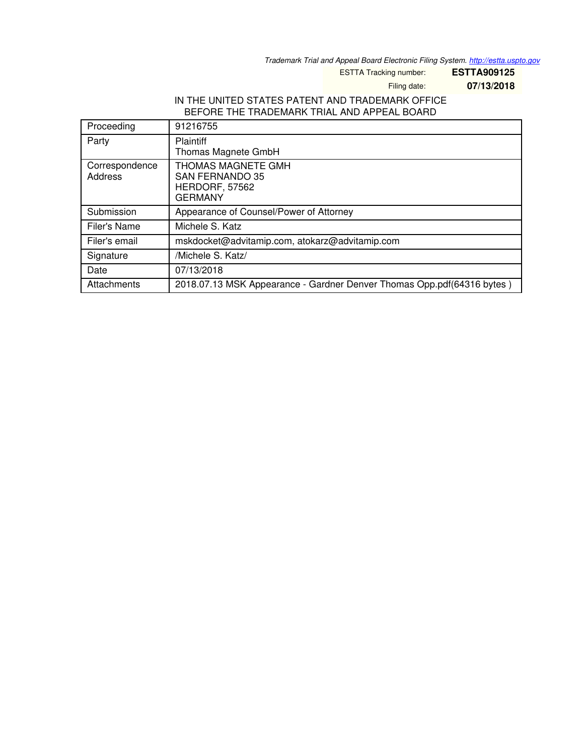*Trademark Trial and Appeal Board Electronic Filing System. http://estta.uspto.gov*

ESTTA Tracking number: **ESTTA909125**

Filing date: **07/13/2018**

IN THE UNITED STATES PATENT AND TRADEMARK OFFICE
BEFORE THE TRADEMARK TRIAL AND APPEAL BOARD

| Proceeding | 91216755 |
|---|---|
| Party | Plaintiff<br>Thomas Magnete GmbH |
| Correspondence Address | THOMAS MAGNETE GMH<br>SAN FERNANDO 35<br>HERDORF, 57562<br>GERMANY |
| Submission | Appearance of Counsel/Power of Attorney |
| Filer's Name | Michele S. Katz |
| Filer's email | mskdocket@advitamip.com, atokarz@advitamip.com |
| Signature | /Michele S. Katz/ |
| Date | 07/13/2018 |
| Attachments | 2018.07.13 MSK Appearance - Gardner Denver Thomas Opp.pdf(64316 bytes ) |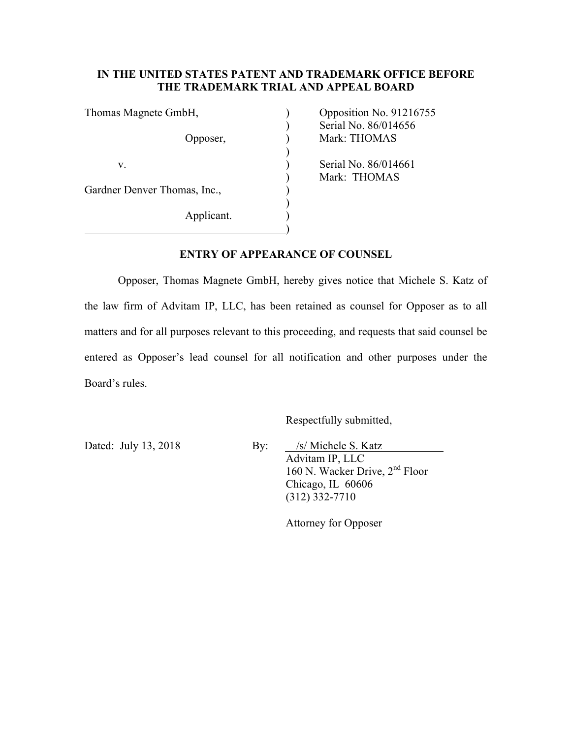**IN THE UNITED STATES PATENT AND TRADEMARK OFFICE BEFORE THE TRADEMARK TRIAL AND APPEAL BOARD**

| | | |
|---|---|---|
| Thomas Magnete GmbH, | ) | Opposition No. 91216755 |
| | ) | Serial No. 86/014656 |
| Opposer, | ) | Mark: THOMAS |
| | ) | |
| v. | ) | Serial No. 86/014661 |
| | ) | Mark: THOMAS |
| Gardner Denver Thomas, Inc., | ) | |
| | ) | |
| Applicant. | ) | |
| | ) | |

**ENTRY OF APPEARANCE OF COUNSEL**

Opposer, Thomas Magnete GmbH, hereby gives notice that Michele S. Katz of the law firm of Advitam IP, LLC, has been retained as counsel for Opposer as to all matters and for all purposes relevant to this proceeding, and requests that said counsel be entered as Opposer's lead counsel for all notification and other purposes under the Board's rules.

Respectfully submitted,

Dated: July 13, 2018

By: /s/ Michele S. Katz
Advitam IP, LLC
160 N. Wacker Drive, 2nd Floor
Chicago, IL 60606
(312) 332-7710

Attorney for Opposer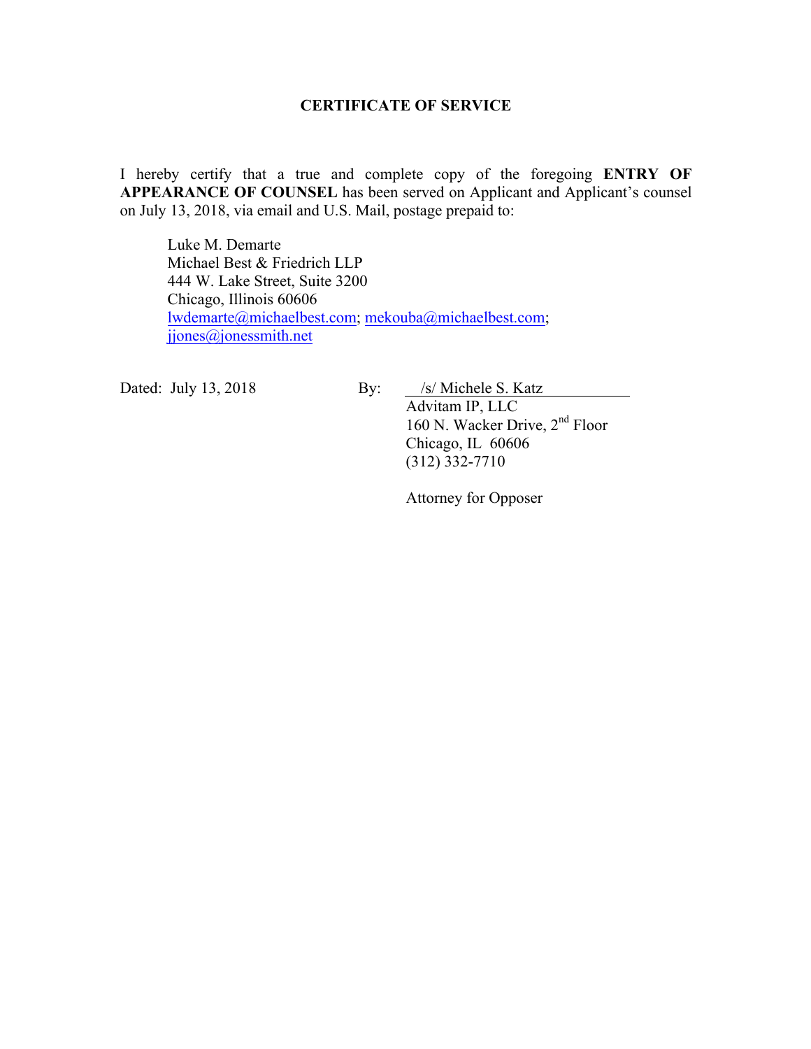## CERTIFICATE OF SERVICE

I hereby certify that a true and complete copy of the foregoing **ENTRY OF APPEARANCE OF COUNSEL** has been served on Applicant and Applicant's counsel on July 13, 2018, via email and U.S. Mail, postage prepaid to:

Luke M. Demarte
Michael Best & Friedrich LLP
444 W. Lake Street, Suite 3200
Chicago, Illinois 60606
lwdemarte@michaelbest.com; mekouba@michaelbest.com;
jjones@jonessmith.net

Dated: July 13, 2018

By: /s/ Michele S. Katz
Advitam IP, LLC
160 N. Wacker Drive, 2nd Floor
Chicago, IL 60606
(312) 332-7710

Attorney for Opposer